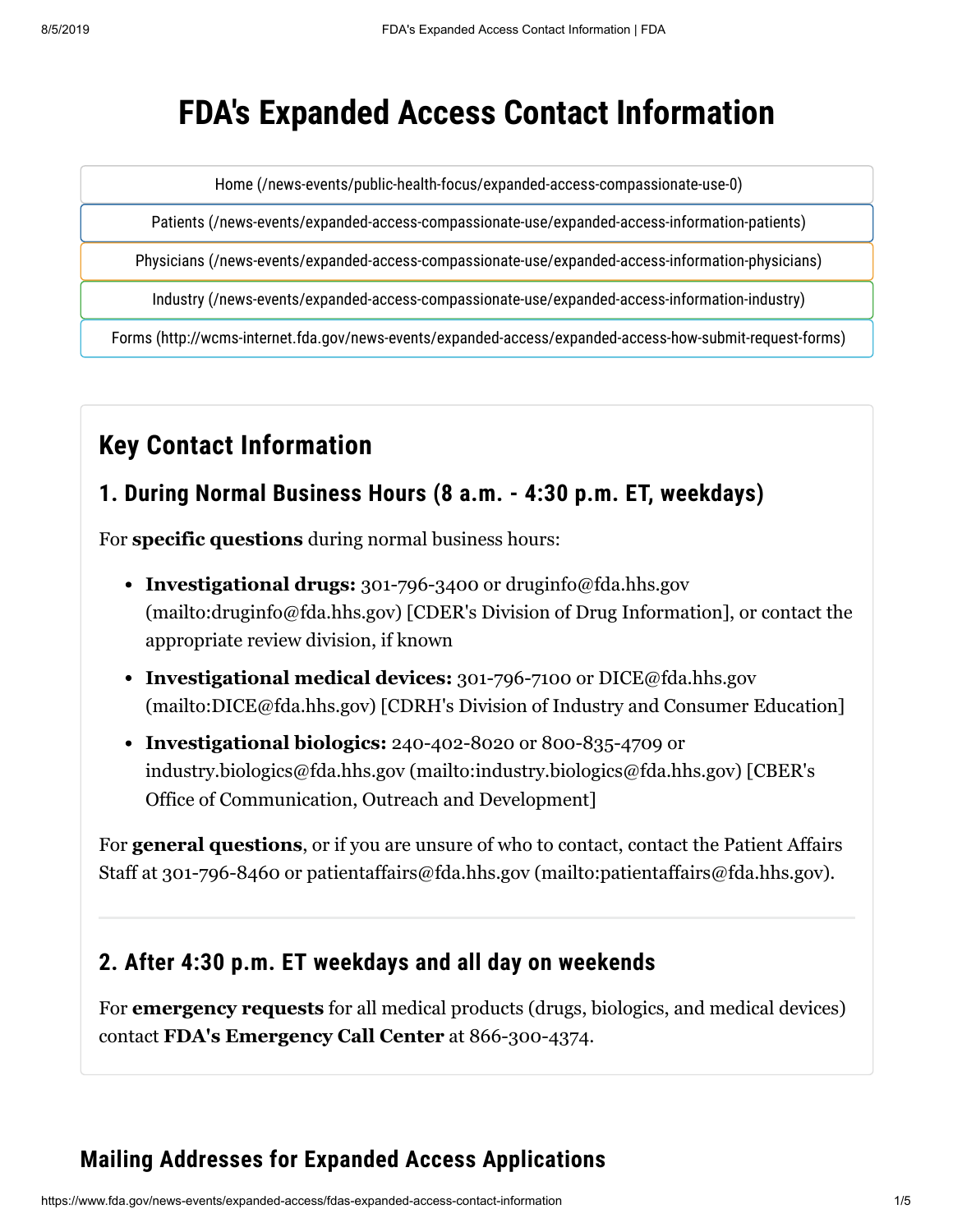# FDA's Expanded Access Contact Information

Home (/news-events/public-health-focus/expanded-access-compassionate-use-0)

Patients (/news-events/expanded-access-compassionate-use/expanded-access-information-patients)

Physicians (/news-events/expanded-access-compassionate-use/expanded-access-information-physicians)

Industry (/news-events/expanded-access-compassionate-use/expanded-access-information-industry)

Forms (http://wcms-internet.fda.gov/news-events/expanded-access/expanded-access-how-submit-request-forms)

## Key Contact Information

### 1. During Normal Business Hours (8 a.m. - 4:30 p.m. ET, weekdays)

For **specific questions** during normal business hours:

- **Investigational drugs:** 301-796-3400 or druginfo@fda.hhs.gov (mailto:druginfo@fda.hhs.gov) [CDER's Division of Drug Information], or contact the appropriate review division, if known
- **Investigational medical devices:** 301-796-7100 or DICE@fda.hhs.gov (mailto:DICE@fda.hhs.gov) [CDRH's Division of Industry and Consumer Education]
- **Investigational biologics:** 240-402-8020 or 800-835-4709 or industry.biologics@fda.hhs.gov (mailto:industry.biologics@fda.hhs.gov) [CBER's Office of Communication, Outreach and Development]

For **general questions**, or if you are unsure of who to contact, contact the Patient Affairs Staff at 301-796-8460 or patientaffairs@fda.hhs.gov (mailto:patientaffairs@fda.hhs.gov).

### 2. After 4:30 p.m. ET weekdays and all day on weekends

For **emergency requests** for all medical products (drugs, biologics, and medical devices) contact **FDA's Emergency Call Center** at 866-300-4374.

## Mailing Addresses for Expanded Access Applications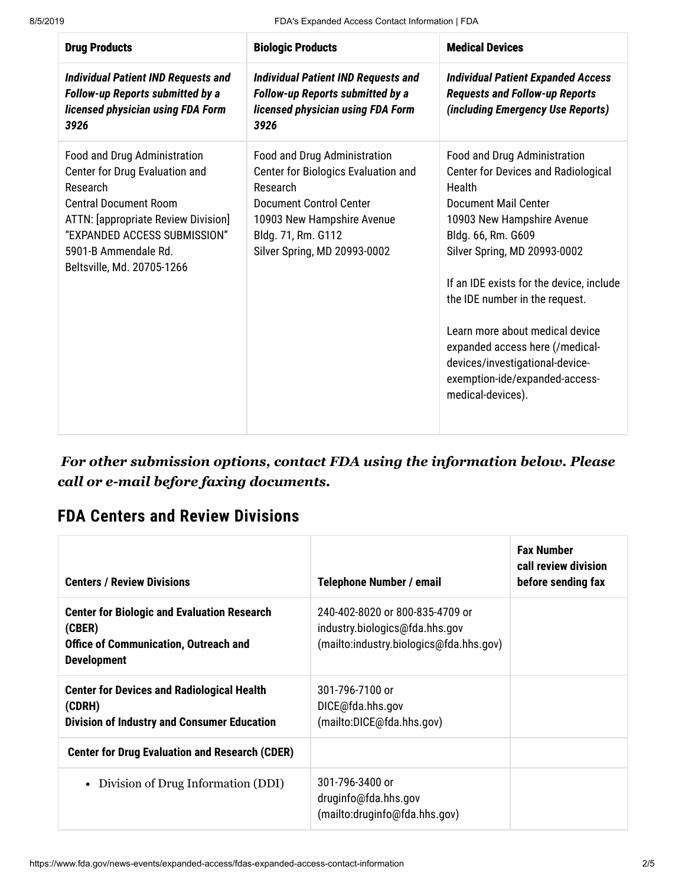| Drug Products | Biologic Products | Medical Devices |
| --- | --- | --- |
| ***Individual Patient IND Requests and Follow-up Reports submitted by a licensed physician using FDA Form 3926*** | ***Individual Patient IND Requests and Follow-up Reports submitted by a licensed physician using FDA Form 3926*** | ***Individual Patient Expanded Access Requests and Follow-up Reports (including Emergency Use Reports)*** |
| Food and Drug Administration<br>Center for Drug Evaluation and Research<br>Central Document Room<br>ATTN: [appropriate Review Division]<br>"EXPANDED ACCESS SUBMISSION"<br>5901-B Ammendale Rd.<br>Beltsville, Md. 20705-1266 | Food and Drug Administration<br>Center for Biologics Evaluation and Research<br>Document Control Center<br>10903 New Hampshire Avenue<br>Bldg. 71, Rm. G112<br>Silver Spring, MD 20993-0002 | Food and Drug Administration<br>Center for Devices and Radiological Health<br>Document Mail Center<br>10903 New Hampshire Avenue<br>Bldg. 66, Rm. G609<br>Silver Spring, MD 20993-0002<br><br>If an IDE exists for the device, include the IDE number in the request.<br><br>Learn more about medical device expanded access here (/medical-devices/investigational-device-exemption-ide/expanded-access-medical-devices). |

***For other submission options, contact FDA using the information below. Please call or e-mail before faxing documents.***

## FDA Centers and Review Divisions

| Centers / Review Divisions | Telephone Number / email | Fax Number call review division before sending fax |
| --- | --- | --- |
| **Center for Biologic and Evaluation Research (CBER)**<br>**Office of Communication, Outreach and Development** | 240-402-8020 or 800-835-4709 or industry.biologics@fda.hhs.gov (mailto:industry.biologics@fda.hhs.gov) | |
| **Center for Devices and Radiological Health (CDRH)**<br>**Division of Industry and Consumer Education** | 301-796-7100 or DICE@fda.hhs.gov (mailto:DICE@fda.hhs.gov) | |
| **Center for Drug Evaluation and Research (CDER)** | | |
| • Division of Drug Information (DDI) | 301-796-3400 or druginfo@fda.hhs.gov (mailto:druginfo@fda.hhs.gov) | |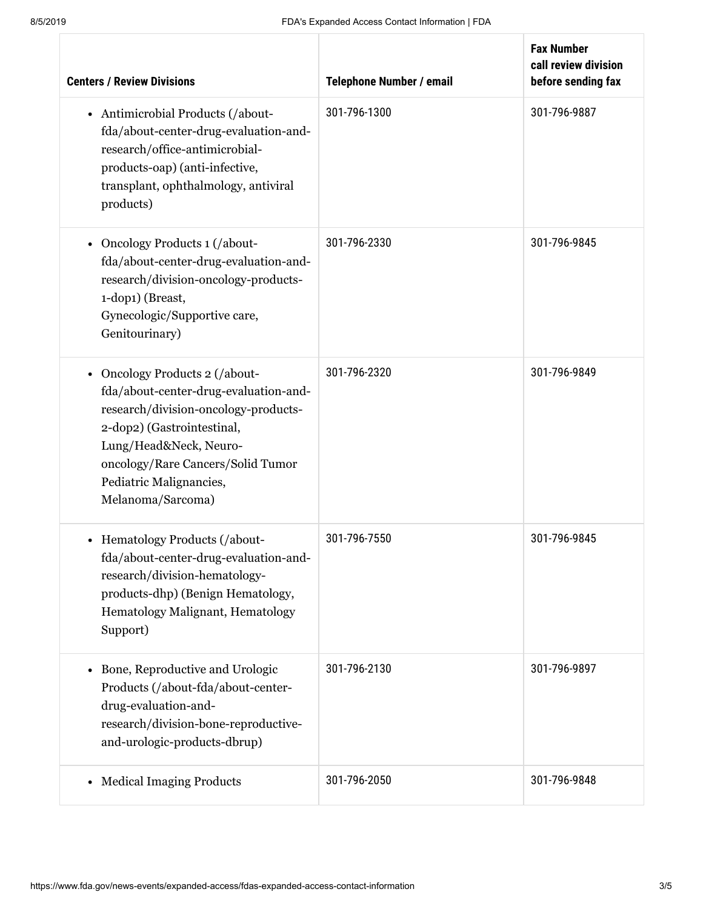| Centers / Review Divisions | Telephone Number / email | Fax Number call review division before sending fax |
|---|---|---|
| • Antimicrobial Products (/about-fda/about-center-drug-evaluation-and-research/office-antimicrobial-products-oap) (anti-infective, transplant, ophthalmology, antiviral products) | 301-796-1300 | 301-796-9887 |
| • Oncology Products 1 (/about-fda/about-center-drug-evaluation-and-research/division-oncology-products-1-dop1) (Breast, Gynecologic/Supportive care, Genitourinary) | 301-796-2330 | 301-796-9845 |
| • Oncology Products 2 (/about-fda/about-center-drug-evaluation-and-research/division-oncology-products-2-dop2) (Gastrointestinal, Lung/Head&Neck, Neuro-oncology/Rare Cancers/Solid Tumor Pediatric Malignancies, Melanoma/Sarcoma) | 301-796-2320 | 301-796-9849 |
| • Hematology Products (/about-fda/about-center-drug-evaluation-and-research/division-hematology-products-dhp) (Benign Hematology, Hematology Malignant, Hematology Support) | 301-796-7550 | 301-796-9845 |
| • Bone, Reproductive and Urologic Products (/about-fda/about-center-drug-evaluation-and-research/division-bone-reproductive-and-urologic-products-dbrup) | 301-796-2130 | 301-796-9897 |
| • Medical Imaging Products | 301-796-2050 | 301-796-9848 |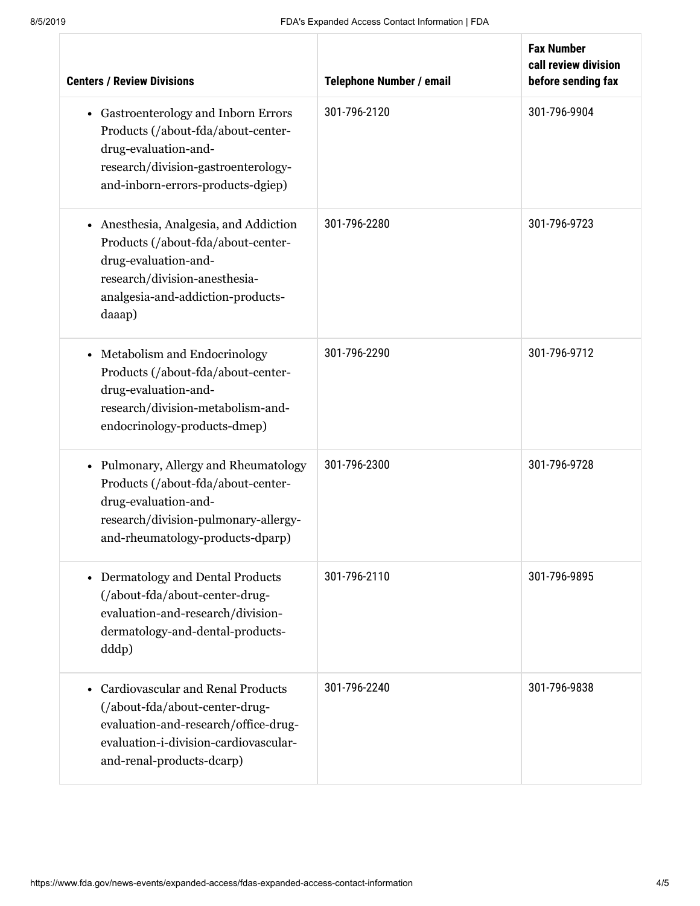| Centers / Review Divisions | Telephone Number / email | Fax Number call review division before sending fax |
|---|---|---|
| • Gastroenterology and Inborn Errors Products (/about-fda/about-center-drug-evaluation-and-research/division-gastroenterology-and-inborn-errors-products-dgiep) | 301-796-2120 | 301-796-9904 |
| • Anesthesia, Analgesia, and Addiction Products (/about-fda/about-center-drug-evaluation-and-research/division-anesthesia-analgesia-and-addiction-products-daaap) | 301-796-2280 | 301-796-9723 |
| • Metabolism and Endocrinology Products (/about-fda/about-center-drug-evaluation-and-research/division-metabolism-and-endocrinology-products-dmep) | 301-796-2290 | 301-796-9712 |
| • Pulmonary, Allergy and Rheumatology Products (/about-fda/about-center-drug-evaluation-and-research/division-pulmonary-allergy-and-rheumatology-products-dparp) | 301-796-2300 | 301-796-9728 |
| • Dermatology and Dental Products (/about-fda/about-center-drug-evaluation-and-research/division-dermatology-and-dental-products-dddp) | 301-796-2110 | 301-796-9895 |
| • Cardiovascular and Renal Products (/about-fda/about-center-drug-evaluation-and-research/office-drug-evaluation-i-division-cardiovascular-and-renal-products-dcarp) | 301-796-2240 | 301-796-9838 |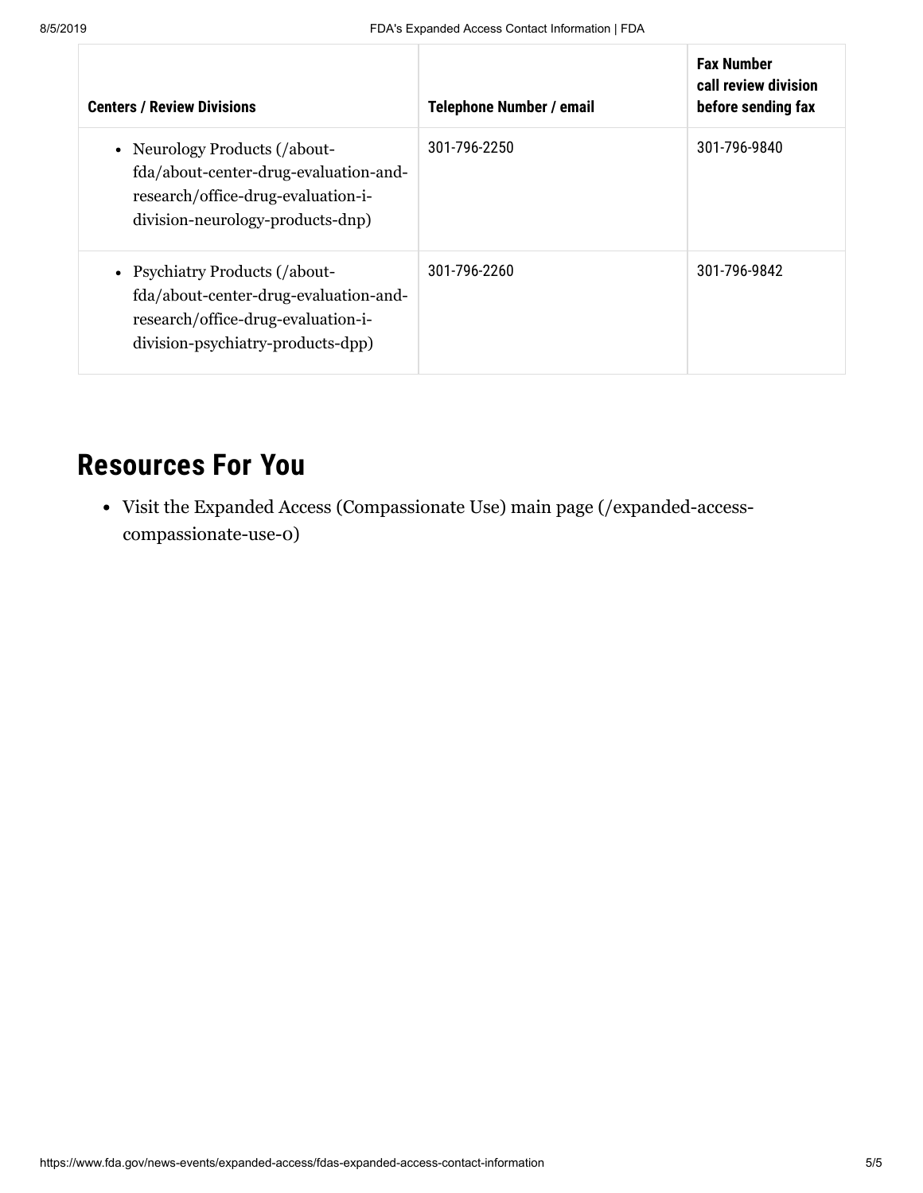| Centers / Review Divisions | Telephone Number / email | Fax Number call review division before sending fax |
| --- | --- | --- |
| • Neurology Products (/about-fda/about-center-drug-evaluation-and-research/office-drug-evaluation-i-division-neurology-products-dnp) | 301-796-2250 | 301-796-9840 |
| • Psychiatry Products (/about-fda/about-center-drug-evaluation-and-research/office-drug-evaluation-i-division-psychiatry-products-dpp) | 301-796-2260 | 301-796-9842 |

## Resources For You

- Visit the Expanded Access (Compassionate Use) main page (/expanded-access-compassionate-use-0)